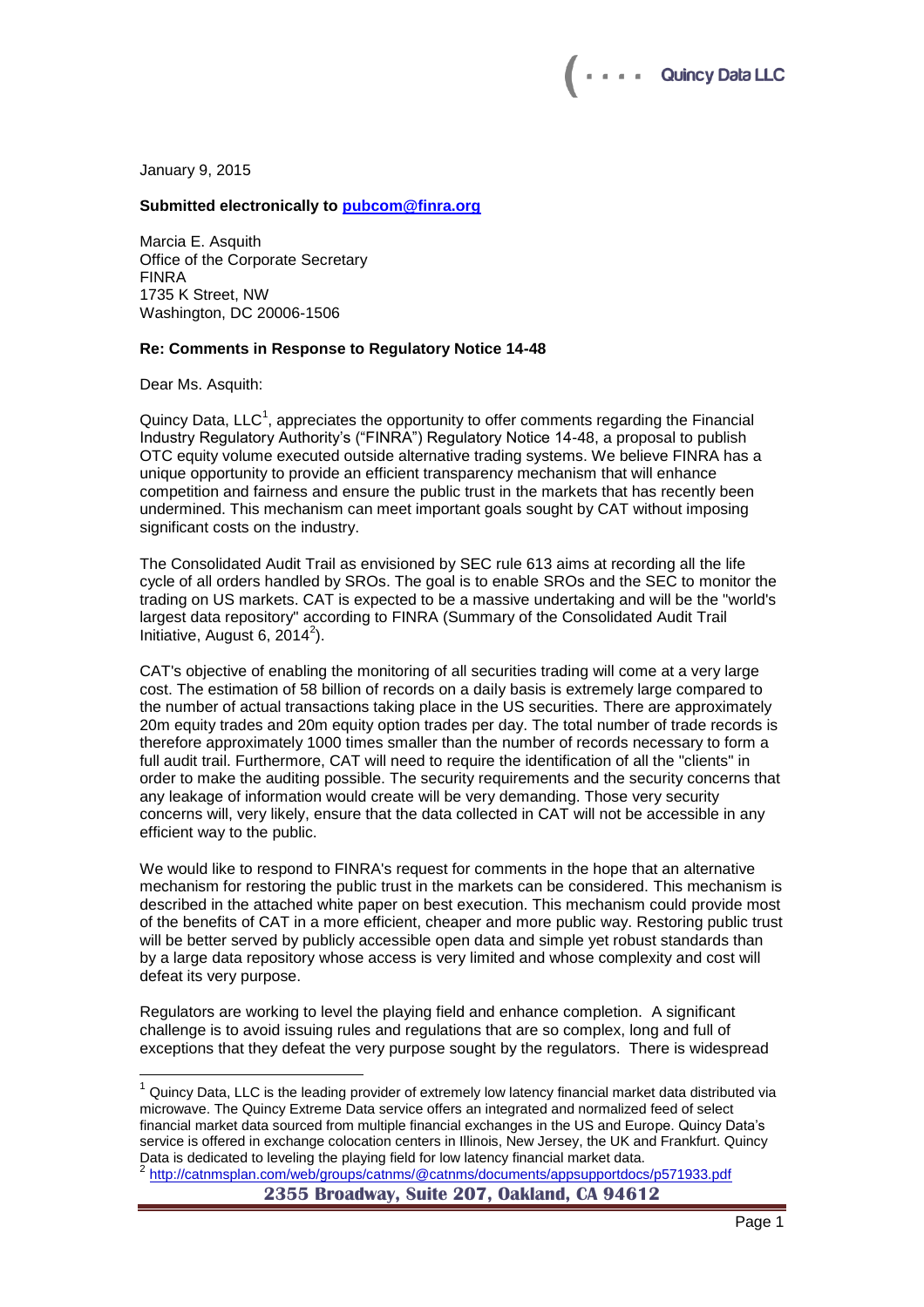Quincy Data LLC

January 9, 2015

**Submitted electronically to pubcom@finra.org**

Marcia E. Asquith
Office of the Corporate Secretary
FINRA
1735 K Street, NW
Washington, DC 20006-1506

**Re: Comments in Response to Regulatory Notice 14-48**

Dear Ms. Asquith:

Quincy Data, LLC[1], appreciates the opportunity to offer comments regarding the Financial Industry Regulatory Authority's ("FINRA") Regulatory Notice 14-48, a proposal to publish OTC equity volume executed outside alternative trading systems. We believe FINRA has a unique opportunity to provide an efficient transparency mechanism that will enhance competition and fairness and ensure the public trust in the markets that has recently been undermined. This mechanism can meet important goals sought by CAT without imposing significant costs on the industry.

The Consolidated Audit Trail as envisioned by SEC rule 613 aims at recording all the life cycle of all orders handled by SROs. The goal is to enable SROs and the SEC to monitor the trading on US markets. CAT is expected to be a massive undertaking and will be the "world's largest data repository" according to FINRA (Summary of the Consolidated Audit Trail Initiative, August 6, 2014[2]).

CAT's objective of enabling the monitoring of all securities trading will come at a very large cost. The estimation of 58 billion of records on a daily basis is extremely large compared to the number of actual transactions taking place in the US securities. There are approximately 20m equity trades and 20m equity option trades per day. The total number of trade records is therefore approximately 1000 times smaller than the number of records necessary to form a full audit trail. Furthermore, CAT will need to require the identification of all the "clients" in order to make the auditing possible. The security requirements and the security concerns that any leakage of information would create will be very demanding. Those very security concerns will, very likely, ensure that the data collected in CAT will not be accessible in any efficient way to the public.

We would like to respond to FINRA's request for comments in the hope that an alternative mechanism for restoring the public trust in the markets can be considered. This mechanism is described in the attached white paper on best execution. This mechanism could provide most of the benefits of CAT in a more efficient, cheaper and more public way. Restoring public trust will be better served by publicly accessible open data and simple yet robust standards than by a large data repository whose access is very limited and whose complexity and cost will defeat its very purpose.

Regulators are working to level the playing field and enhance completion. A significant challenge is to avoid issuing rules and regulations that are so complex, long and full of exceptions that they defeat the very purpose sought by the regulators. There is widespread

[1] Quincy Data, LLC is the leading provider of extremely low latency financial market data distributed via microwave. The Quincy Extreme Data service offers an integrated and normalized feed of select financial market data sourced from multiple financial exchanges in the US and Europe. Quincy Data's service is offered in exchange colocation centers in Illinois, New Jersey, the UK and Frankfurt. Quincy Data is dedicated to leveling the playing field for low latency financial market data.

[2] http://catnmsplan.com/web/groups/catnms/@catnms/documents/appsupportdocs/p571933.pdf

**2355 Broadway, Suite 207, Oakland, CA 94612**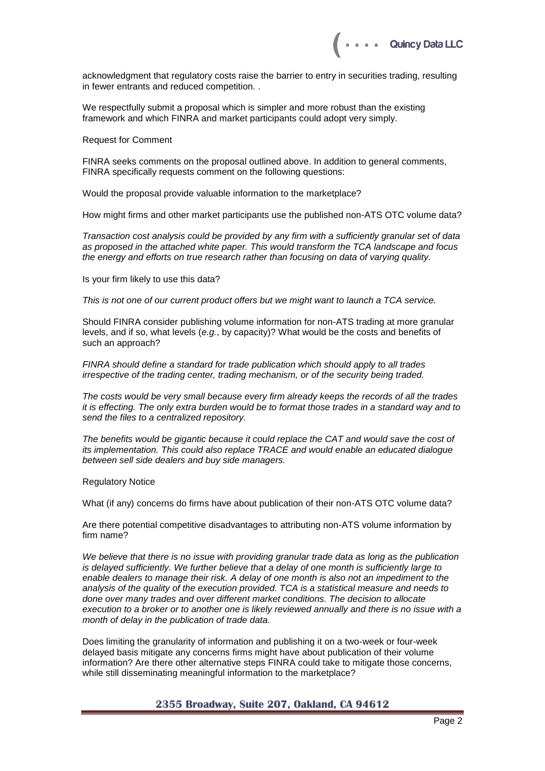acknowledgment that regulatory costs raise the barrier to entry in securities trading, resulting in fewer entrants and reduced competition. .

We respectfully submit a proposal which is simpler and more robust than the existing framework and which FINRA and market participants could adopt very simply.

Request for Comment

FINRA seeks comments on the proposal outlined above. In addition to general comments, FINRA specifically requests comment on the following questions:

Would the proposal provide valuable information to the marketplace?

How might firms and other market participants use the published non-ATS OTC volume data?

*Transaction cost analysis could be provided by any firm with a sufficiently granular set of data as proposed in the attached white paper. This would transform the TCA landscape and focus the energy and efforts on true research rather than focusing on data of varying quality.*

Is your firm likely to use this data?

*This is not one of our current product offers but we might want to launch a TCA service.*

Should FINRA consider publishing volume information for non-ATS trading at more granular levels, and if so, what levels (*e.g.*, by capacity)? What would be the costs and benefits of such an approach?

*FINRA should define a standard for trade publication which should apply to all trades irrespective of the trading center, trading mechanism, or of the security being traded.*

*The costs would be very small because every firm already keeps the records of all the trades it is effecting. The only extra burden would be to format those trades in a standard way and to send the files to a centralized repository.*

*The benefits would be gigantic because it could replace the CAT and would save the cost of its implementation. This could also replace TRACE and would enable an educated dialogue between sell side dealers and buy side managers.*

Regulatory Notice

What (if any) concerns do firms have about publication of their non-ATS OTC volume data?

Are there potential competitive disadvantages to attributing non-ATS volume information by firm name?

*We believe that there is no issue with providing granular trade data as long as the publication is delayed sufficiently. We further believe that a delay of one month is sufficiently large to enable dealers to manage their risk. A delay of one month is also not an impediment to the analysis of the quality of the execution provided. TCA is a statistical measure and needs to done over many trades and over different market conditions. The decision to allocate execution to a broker or to another one is likely reviewed annually and there is no issue with a month of delay in the publication of trade data.*

Does limiting the granularity of information and publishing it on a two-week or four-week delayed basis mitigate any concerns firms might have about publication of their volume information? Are there other alternative steps FINRA could take to mitigate those concerns, while still disseminating meaningful information to the marketplace?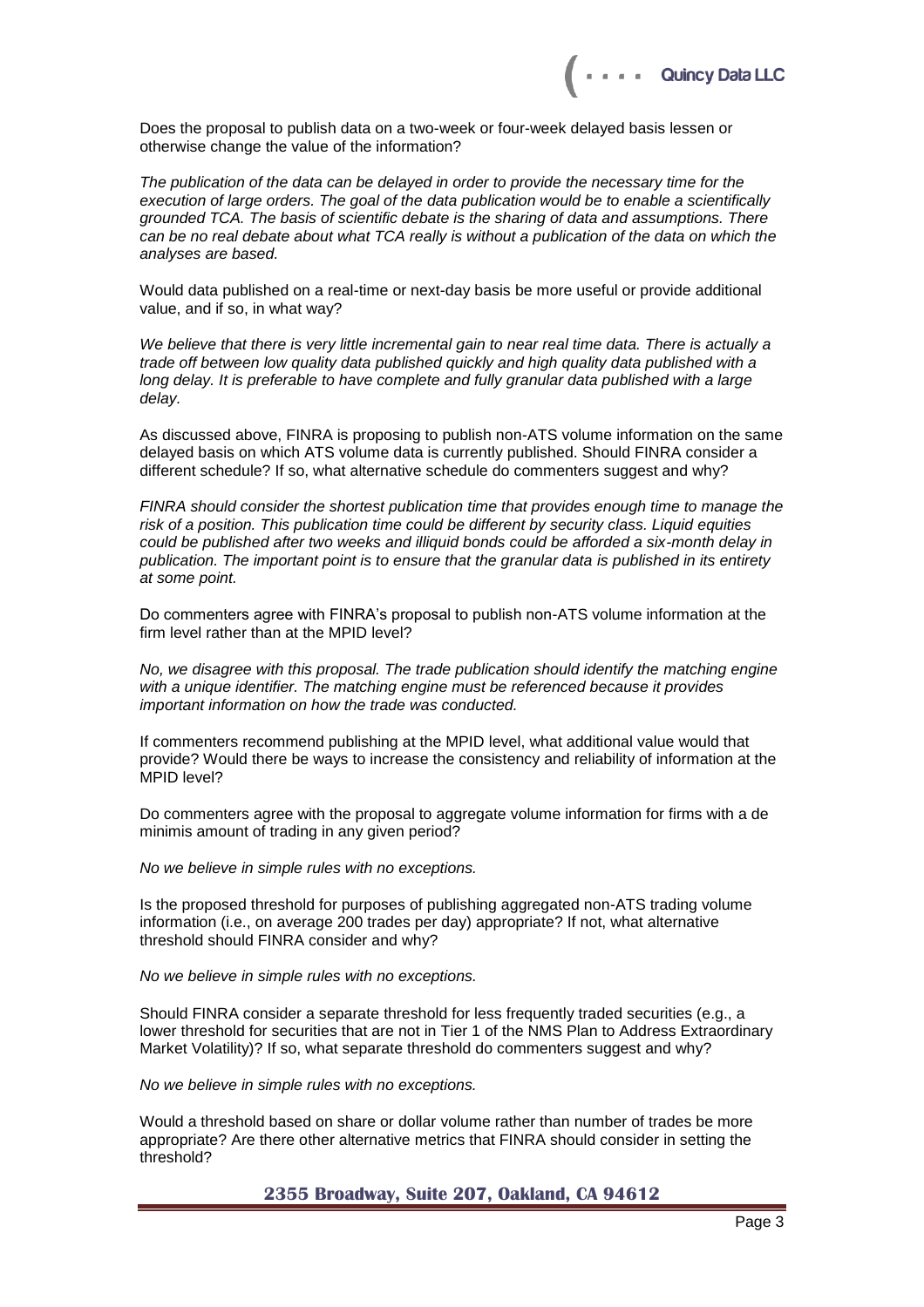Does the proposal to publish data on a two-week or four-week delayed basis lessen or otherwise change the value of the information?

*The publication of the data can be delayed in order to provide the necessary time for the execution of large orders. The goal of the data publication would be to enable a scientifically grounded TCA. The basis of scientific debate is the sharing of data and assumptions. There can be no real debate about what TCA really is without a publication of the data on which the analyses are based.*

Would data published on a real-time or next-day basis be more useful or provide additional value, and if so, in what way?

*We believe that there is very little incremental gain to near real time data. There is actually a trade off between low quality data published quickly and high quality data published with a long delay. It is preferable to have complete and fully granular data published with a large delay.*

As discussed above, FINRA is proposing to publish non-ATS volume information on the same delayed basis on which ATS volume data is currently published. Should FINRA consider a different schedule? If so, what alternative schedule do commenters suggest and why?

*FINRA should consider the shortest publication time that provides enough time to manage the risk of a position. This publication time could be different by security class. Liquid equities could be published after two weeks and illiquid bonds could be afforded a six-month delay in publication. The important point is to ensure that the granular data is published in its entirety at some point.*

Do commenters agree with FINRA's proposal to publish non-ATS volume information at the firm level rather than at the MPID level?

*No, we disagree with this proposal. The trade publication should identify the matching engine with a unique identifier. The matching engine must be referenced because it provides important information on how the trade was conducted.*

If commenters recommend publishing at the MPID level, what additional value would that provide? Would there be ways to increase the consistency and reliability of information at the MPID level?

Do commenters agree with the proposal to aggregate volume information for firms with a de minimis amount of trading in any given period?

*No we believe in simple rules with no exceptions.*

Is the proposed threshold for purposes of publishing aggregated non-ATS trading volume information (i.e., on average 200 trades per day) appropriate? If not, what alternative threshold should FINRA consider and why?

*No we believe in simple rules with no exceptions.*

Should FINRA consider a separate threshold for less frequently traded securities (e.g., a lower threshold for securities that are not in Tier 1 of the NMS Plan to Address Extraordinary Market Volatility)? If so, what separate threshold do commenters suggest and why?

*No we believe in simple rules with no exceptions.*

Would a threshold based on share or dollar volume rather than number of trades be more appropriate? Are there other alternative metrics that FINRA should consider in setting the threshold?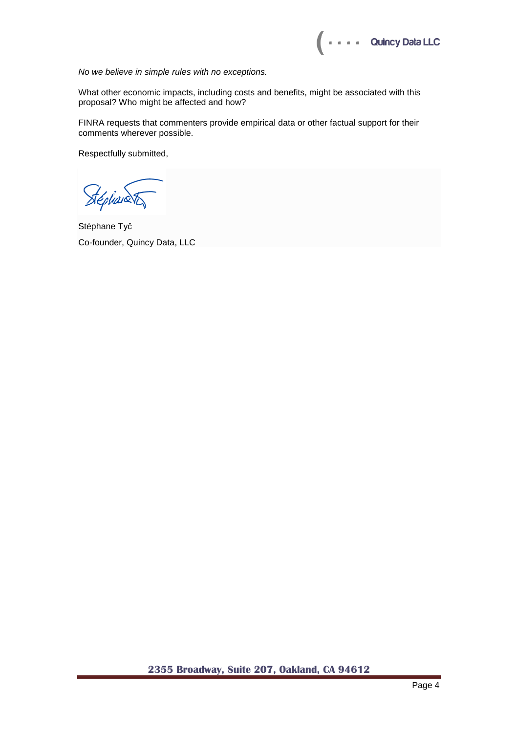*No we believe in simple rules with no exceptions.*

What other economic impacts, including costs and benefits, might be associated with this proposal? Who might be affected and how?

FINRA requests that commenters provide empirical data or other factual support for their comments wherever possible.

Respectfully submitted,

Stéphane Tyč

Co-founder, Quincy Data, LLC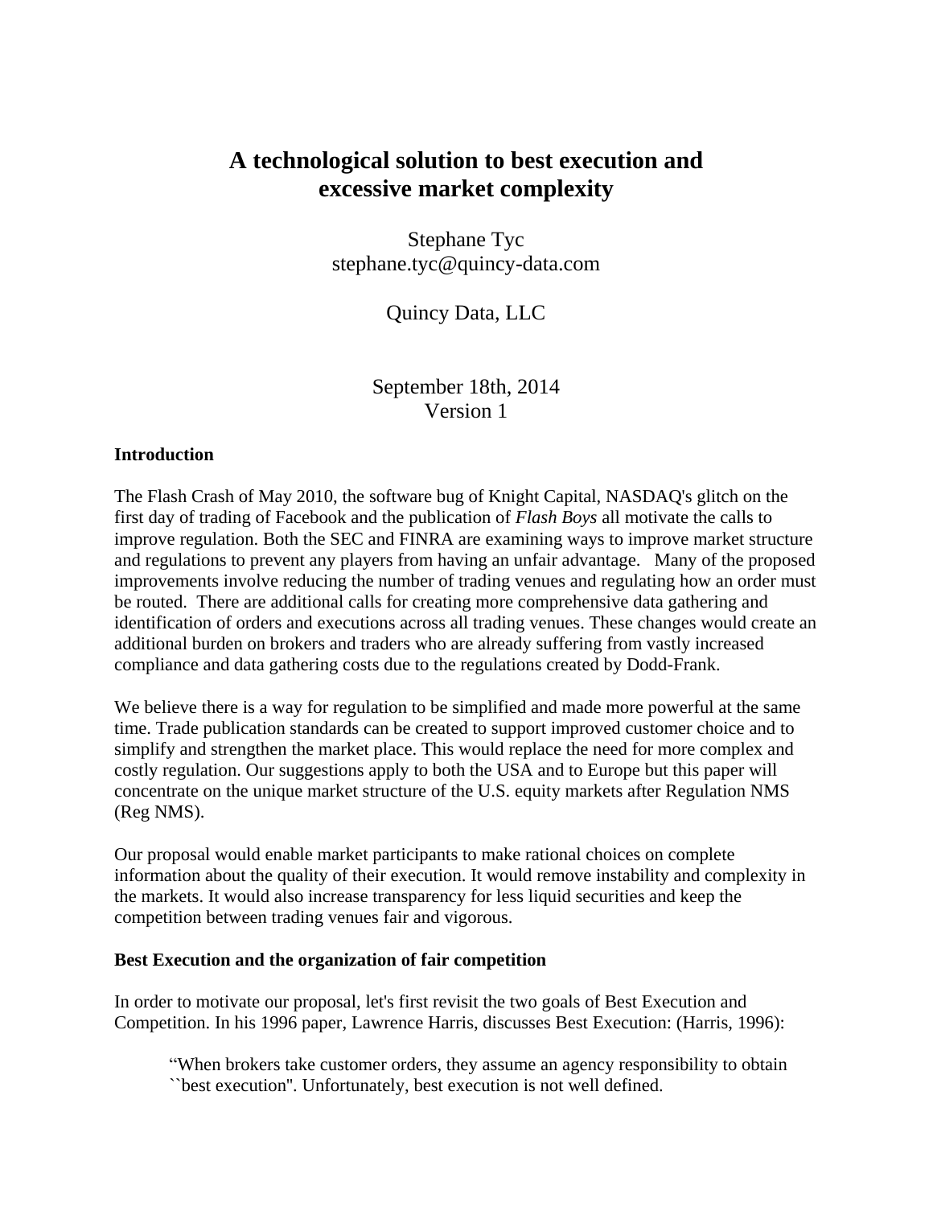# A technological solution to best execution and excessive market complexity

Stephane Tyc
stephane.tyc@quincy-data.com

Quincy Data, LLC

September 18th, 2014
Version 1

## Introduction

The Flash Crash of May 2010, the software bug of Knight Capital, NASDAQ's glitch on the first day of trading of Facebook and the publication of *Flash Boys* all motivate the calls to improve regulation. Both the SEC and FINRA are examining ways to improve market structure and regulations to prevent any players from having an unfair advantage. Many of the proposed improvements involve reducing the number of trading venues and regulating how an order must be routed. There are additional calls for creating more comprehensive data gathering and identification of orders and executions across all trading venues. These changes would create an additional burden on brokers and traders who are already suffering from vastly increased compliance and data gathering costs due to the regulations created by Dodd-Frank.

We believe there is a way for regulation to be simplified and made more powerful at the same time. Trade publication standards can be created to support improved customer choice and to simplify and strengthen the market place. This would replace the need for more complex and costly regulation. Our suggestions apply to both the USA and to Europe but this paper will concentrate on the unique market structure of the U.S. equity markets after Regulation NMS (Reg NMS).

Our proposal would enable market participants to make rational choices on complete information about the quality of their execution. It would remove instability and complexity in the markets. It would also increase transparency for less liquid securities and keep the competition between trading venues fair and vigorous.

## Best Execution and the organization of fair competition

In order to motivate our proposal, let's first revisit the two goals of Best Execution and Competition. In his 1996 paper, Lawrence Harris, discusses Best Execution: (Harris, 1996):

> “When brokers take customer orders, they assume an agency responsibility to obtain ``best execution''. Unfortunately, best execution is not well defined.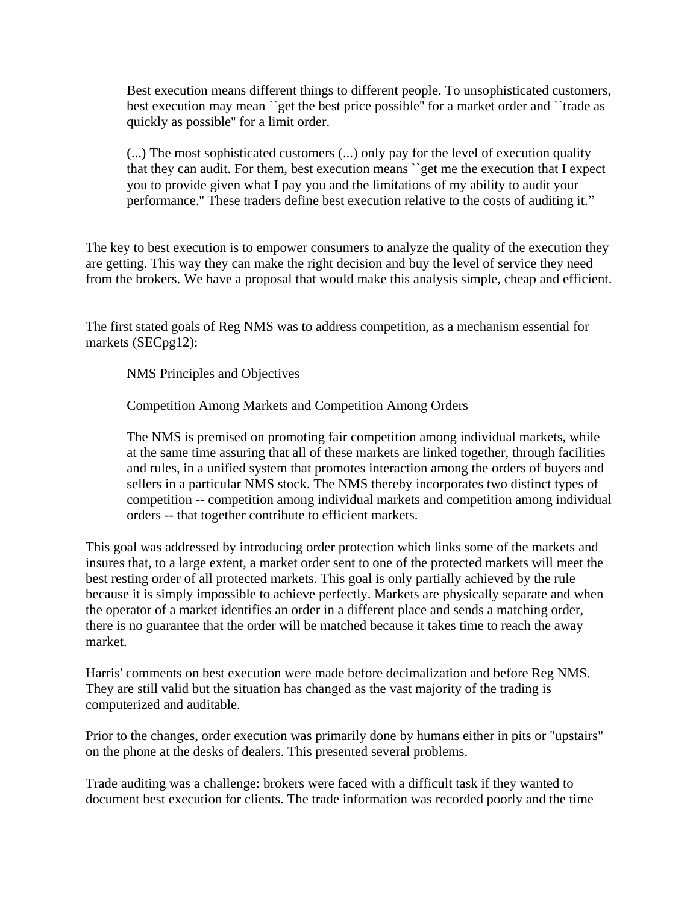> Best execution means different things to different people. To unsophisticated customers, best execution may mean ``get the best price possible'' for a market order and ``trade as quickly as possible'' for a limit order.
>
> (...) The most sophisticated customers (...) only pay for the level of execution quality that they can audit. For them, best execution means ``get me the execution that I expect you to provide given what I pay you and the limitations of my ability to audit your performance.'' These traders define best execution relative to the costs of auditing it."

The key to best execution is to empower consumers to analyze the quality of the execution they are getting. This way they can make the right decision and buy the level of service they need from the brokers. We have a proposal that would make this analysis simple, cheap and efficient.

The first stated goals of Reg NMS was to address competition, as a mechanism essential for markets (SECpg12):

> NMS Principles and Objectives
>
> Competition Among Markets and Competition Among Orders
>
> The NMS is premised on promoting fair competition among individual markets, while at the same time assuring that all of these markets are linked together, through facilities and rules, in a unified system that promotes interaction among the orders of buyers and sellers in a particular NMS stock. The NMS thereby incorporates two distinct types of competition -- competition among individual markets and competition among individual orders -- that together contribute to efficient markets.

This goal was addressed by introducing order protection which links some of the markets and insures that, to a large extent, a market order sent to one of the protected markets will meet the best resting order of all protected markets. This goal is only partially achieved by the rule because it is simply impossible to achieve perfectly. Markets are physically separate and when the operator of a market identifies an order in a different place and sends a matching order, there is no guarantee that the order will be matched because it takes time to reach the away market.

Harris' comments on best execution were made before decimalization and before Reg NMS. They are still valid but the situation has changed as the vast majority of the trading is computerized and auditable.

Prior to the changes, order execution was primarily done by humans either in pits or "upstairs" on the phone at the desks of dealers. This presented several problems.

Trade auditing was a challenge: brokers were faced with a difficult task if they wanted to document best execution for clients. The trade information was recorded poorly and the time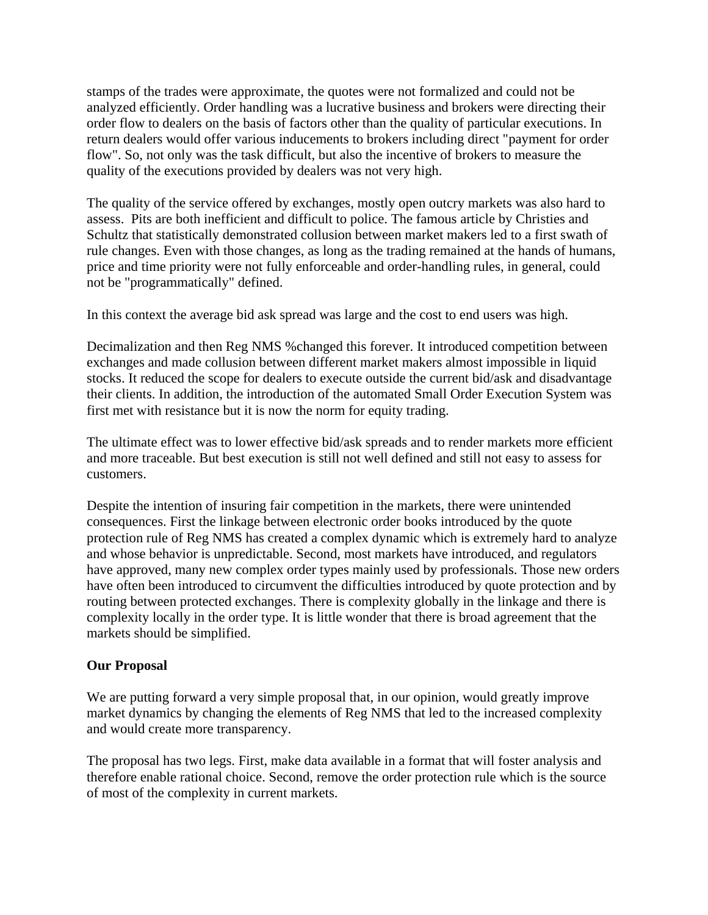stamps of the trades were approximate, the quotes were not formalized and could not be analyzed efficiently. Order handling was a lucrative business and brokers were directing their order flow to dealers on the basis of factors other than the quality of particular executions. In return dealers would offer various inducements to brokers including direct "payment for order flow". So, not only was the task difficult, but also the incentive of brokers to measure the quality of the executions provided by dealers was not very high.

The quality of the service offered by exchanges, mostly open outcry markets was also hard to assess. Pits are both inefficient and difficult to police. The famous article by Christies and Schultz that statistically demonstrated collusion between market makers led to a first swath of rule changes. Even with those changes, as long as the trading remained at the hands of humans, price and time priority were not fully enforceable and order-handling rules, in general, could not be "programmatically" defined.

In this context the average bid ask spread was large and the cost to end users was high.

Decimalization and then Reg NMS %changed this forever. It introduced competition between exchanges and made collusion between different market makers almost impossible in liquid stocks. It reduced the scope for dealers to execute outside the current bid/ask and disadvantage their clients. In addition, the introduction of the automated Small Order Execution System was first met with resistance but it is now the norm for equity trading.

The ultimate effect was to lower effective bid/ask spreads and to render markets more efficient and more traceable. But best execution is still not well defined and still not easy to assess for customers.

Despite the intention of insuring fair competition in the markets, there were unintended consequences. First the linkage between electronic order books introduced by the quote protection rule of Reg NMS has created a complex dynamic which is extremely hard to analyze and whose behavior is unpredictable. Second, most markets have introduced, and regulators have approved, many new complex order types mainly used by professionals. Those new orders have often been introduced to circumvent the difficulties introduced by quote protection and by routing between protected exchanges. There is complexity globally in the linkage and there is complexity locally in the order type. It is little wonder that there is broad agreement that the markets should be simplified.

**Our Proposal**

We are putting forward a very simple proposal that, in our opinion, would greatly improve market dynamics by changing the elements of Reg NMS that led to the increased complexity and would create more transparency.

The proposal has two legs. First, make data available in a format that will foster analysis and therefore enable rational choice. Second, remove the order protection rule which is the source of most of the complexity in current markets.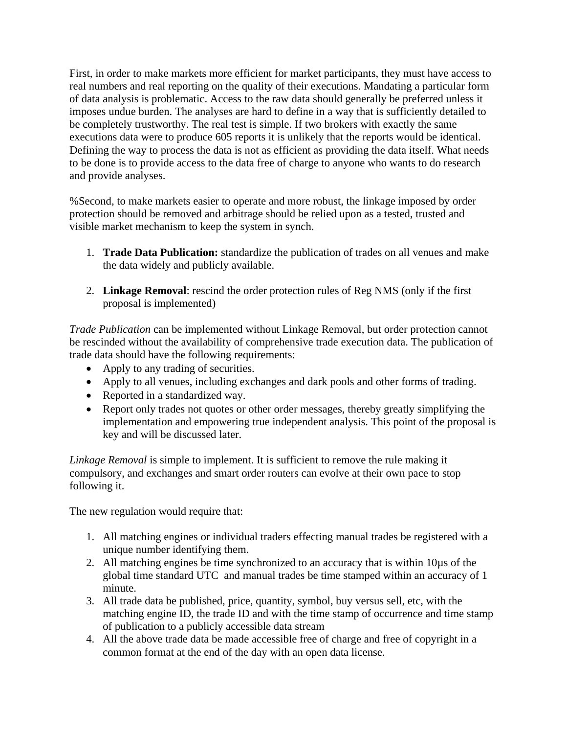First, in order to make markets more efficient for market participants, they must have access to real numbers and real reporting on the quality of their executions. Mandating a particular form of data analysis is problematic. Access to the raw data should generally be preferred unless it imposes undue burden. The analyses are hard to define in a way that is sufficiently detailed to be completely trustworthy. The real test is simple. If two brokers with exactly the same executions data were to produce 605 reports it is unlikely that the reports would be identical. Defining the way to process the data is not as efficient as providing the data itself. What needs to be done is to provide access to the data free of charge to anyone who wants to do research and provide analyses.

%Second, to make markets easier to operate and more robust, the linkage imposed by order protection should be removed and arbitrage should be relied upon as a tested, trusted and visible market mechanism to keep the system in synch.

1. **Trade Data Publication:** standardize the publication of trades on all venues and make the data widely and publicly available.

2. **Linkage Removal**: rescind the order protection rules of Reg NMS (only if the first proposal is implemented)

*Trade Publication* can be implemented without Linkage Removal, but order protection cannot be rescinded without the availability of comprehensive trade execution data. The publication of trade data should have the following requirements:

- Apply to any trading of securities.
- Apply to all venues, including exchanges and dark pools and other forms of trading.
- Reported in a standardized way.
- Report only trades not quotes or other order messages, thereby greatly simplifying the implementation and empowering true independent analysis. This point of the proposal is key and will be discussed later.

*Linkage Removal* is simple to implement. It is sufficient to remove the rule making it compulsory, and exchanges and smart order routers can evolve at their own pace to stop following it.

The new regulation would require that:

1. All matching engines or individual traders effecting manual trades be registered with a unique number identifying them.
2. All matching engines be time synchronized to an accuracy that is within 10µs of the global time standard UTC and manual trades be time stamped within an accuracy of 1 minute.
3. All trade data be published, price, quantity, symbol, buy versus sell, etc, with the matching engine ID, the trade ID and with the time stamp of occurrence and time stamp of publication to a publicly accessible data stream
4. All the above trade data be made accessible free of charge and free of copyright in a common format at the end of the day with an open data license.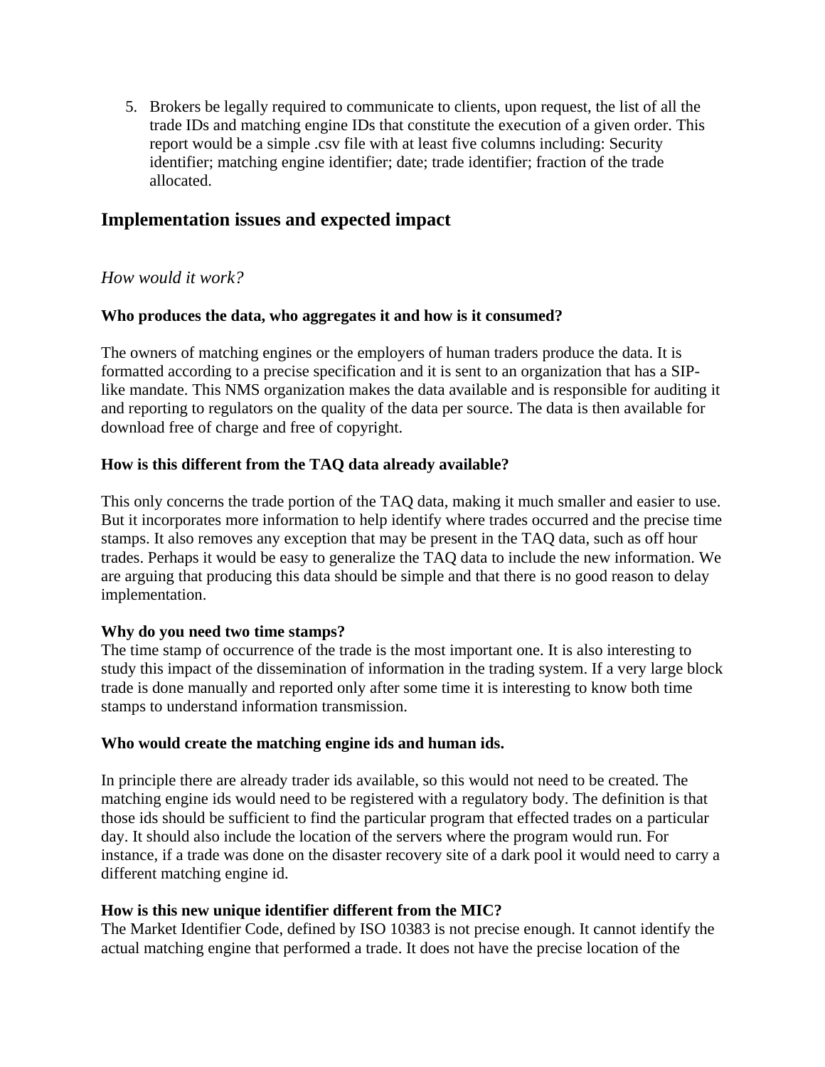5. Brokers be legally required to communicate to clients, upon request, the list of all the trade IDs and matching engine IDs that constitute the execution of a given order. This report would be a simple .csv file with at least five columns including: Security identifier; matching engine identifier; date; trade identifier; fraction of the trade allocated.

## Implementation issues and expected impact

### *How would it work?*

**Who produces the data, who aggregates it and how is it consumed?**

The owners of matching engines or the employers of human traders produce the data. It is formatted according to a precise specification and it is sent to an organization that has a SIP-like mandate. This NMS organization makes the data available and is responsible for auditing it and reporting to regulators on the quality of the data per source. The data is then available for download free of charge and free of copyright.

**How is this different from the TAQ data already available?**

This only concerns the trade portion of the TAQ data, making it much smaller and easier to use. But it incorporates more information to help identify where trades occurred and the precise time stamps. It also removes any exception that may be present in the TAQ data, such as off hour trades. Perhaps it would be easy to generalize the TAQ data to include the new information. We are arguing that producing this data should be simple and that there is no good reason to delay implementation.

**Why do you need two time stamps?**

The time stamp of occurrence of the trade is the most important one. It is also interesting to study this impact of the dissemination of information in the trading system. If a very large block trade is done manually and reported only after some time it is interesting to know both time stamps to understand information transmission.

**Who would create the matching engine ids and human ids.**

In principle there are already trader ids available, so this would not need to be created. The matching engine ids would need to be registered with a regulatory body. The definition is that those ids should be sufficient to find the particular program that effected trades on a particular day. It should also include the location of the servers where the program would run. For instance, if a trade was done on the disaster recovery site of a dark pool it would need to carry a different matching engine id.

**How is this new unique identifier different from the MIC?**

The Market Identifier Code, defined by ISO 10383 is not precise enough. It cannot identify the actual matching engine that performed a trade. It does not have the precise location of the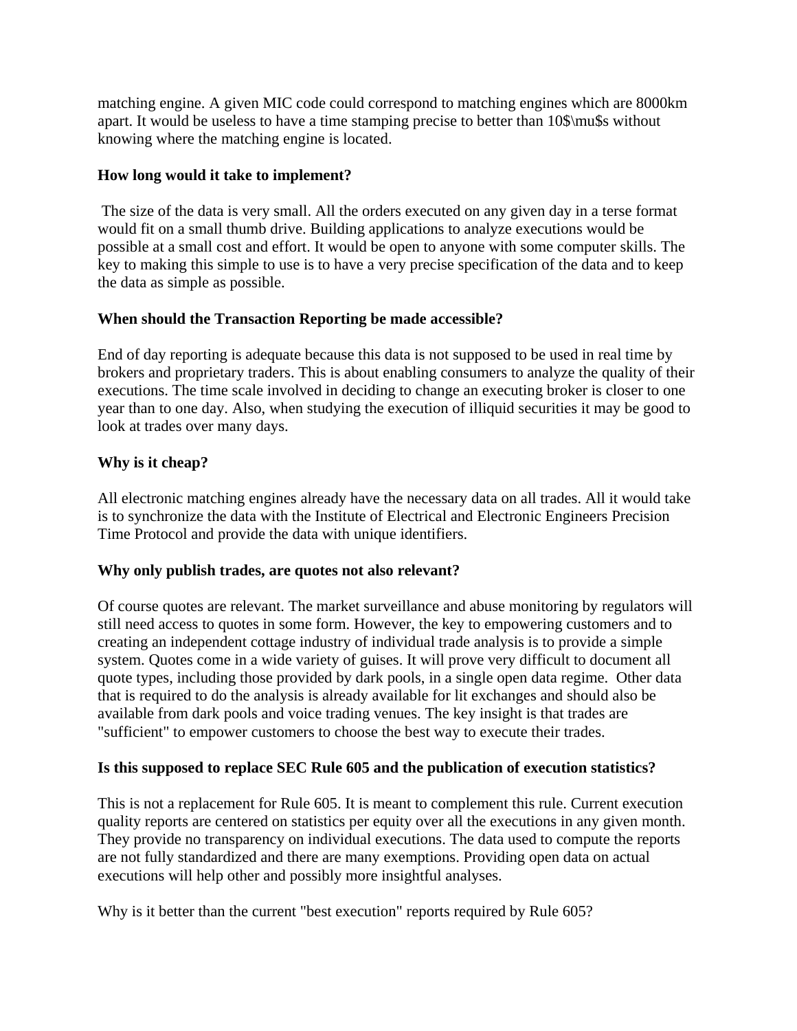matching engine. A given MIC code could correspond to matching engines which are 8000km apart. It would be useless to have a time stamping precise to better than 10$\mu$s without knowing where the matching engine is located.

**How long would it take to implement?**

The size of the data is very small. All the orders executed on any given day in a terse format would fit on a small thumb drive. Building applications to analyze executions would be possible at a small cost and effort. It would be open to anyone with some computer skills. The key to making this simple to use is to have a very precise specification of the data and to keep the data as simple as possible.

**When should the Transaction Reporting be made accessible?**

End of day reporting is adequate because this data is not supposed to be used in real time by brokers and proprietary traders. This is about enabling consumers to analyze the quality of their executions. The time scale involved in deciding to change an executing broker is closer to one year than to one day. Also, when studying the execution of illiquid securities it may be good to look at trades over many days.

**Why is it cheap?**

All electronic matching engines already have the necessary data on all trades. All it would take is to synchronize the data with the Institute of Electrical and Electronic Engineers Precision Time Protocol and provide the data with unique identifiers.

**Why only publish trades, are quotes not also relevant?**

Of course quotes are relevant. The market surveillance and abuse monitoring by regulators will still need access to quotes in some form. However, the key to empowering customers and to creating an independent cottage industry of individual trade analysis is to provide a simple system. Quotes come in a wide variety of guises. It will prove very difficult to document all quote types, including those provided by dark pools, in a single open data regime. Other data that is required to do the analysis is already available for lit exchanges and should also be available from dark pools and voice trading venues. The key insight is that trades are "sufficient" to empower customers to choose the best way to execute their trades.

**Is this supposed to replace SEC Rule 605 and the publication of execution statistics?**

This is not a replacement for Rule 605. It is meant to complement this rule. Current execution quality reports are centered on statistics per equity over all the executions in any given month. They provide no transparency on individual executions. The data used to compute the reports are not fully standardized and there are many exemptions. Providing open data on actual executions will help other and possibly more insightful analyses.

Why is it better than the current "best execution" reports required by Rule 605?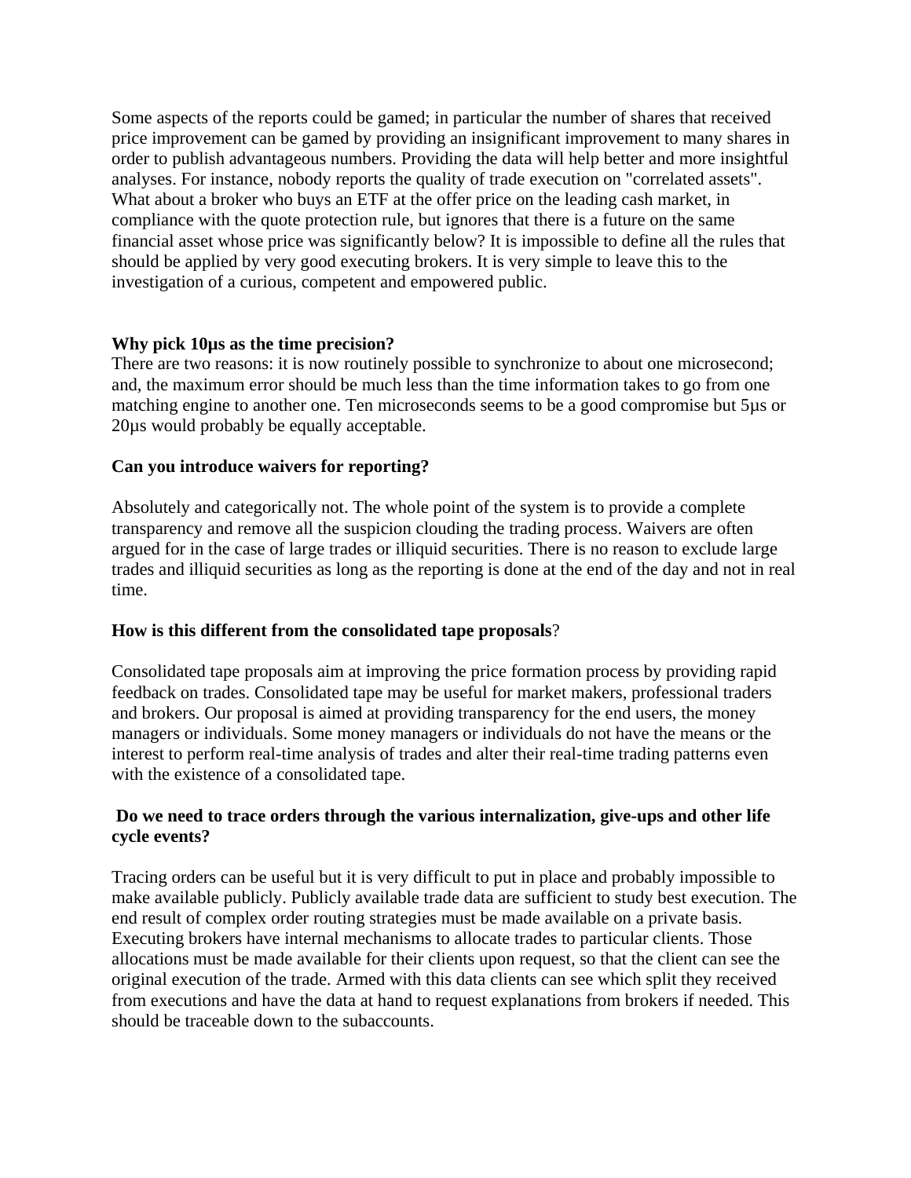Some aspects of the reports could be gamed; in particular the number of shares that received price improvement can be gamed by providing an insignificant improvement to many shares in order to publish advantageous numbers. Providing the data will help better and more insightful analyses. For instance, nobody reports the quality of trade execution on "correlated assets". What about a broker who buys an ETF at the offer price on the leading cash market, in compliance with the quote protection rule, but ignores that there is a future on the same financial asset whose price was significantly below? It is impossible to define all the rules that should be applied by very good executing brokers. It is very simple to leave this to the investigation of a curious, competent and empowered public.

**Why pick 10µs as the time precision?**

There are two reasons: it is now routinely possible to synchronize to about one microsecond; and, the maximum error should be much less than the time information takes to go from one matching engine to another one. Ten microseconds seems to be a good compromise but 5µs or 20µs would probably be equally acceptable.

**Can you introduce waivers for reporting?**

Absolutely and categorically not. The whole point of the system is to provide a complete transparency and remove all the suspicion clouding the trading process. Waivers are often argued for in the case of large trades or illiquid securities. There is no reason to exclude large trades and illiquid securities as long as the reporting is done at the end of the day and not in real time.

**How is this different from the consolidated tape proposals**?

Consolidated tape proposals aim at improving the price formation process by providing rapid feedback on trades. Consolidated tape may be useful for market makers, professional traders and brokers. Our proposal is aimed at providing transparency for the end users, the money managers or individuals. Some money managers or individuals do not have the means or the interest to perform real-time analysis of trades and alter their real-time trading patterns even with the existence of a consolidated tape.

**Do we need to trace orders through the various internalization, give-ups and other life cycle events?**

Tracing orders can be useful but it is very difficult to put in place and probably impossible to make available publicly. Publicly available trade data are sufficient to study best execution. The end result of complex order routing strategies must be made available on a private basis. Executing brokers have internal mechanisms to allocate trades to particular clients. Those allocations must be made available for their clients upon request, so that the client can see the original execution of the trade. Armed with this data clients can see which split they received from executions and have the data at hand to request explanations from brokers if needed. This should be traceable down to the subaccounts.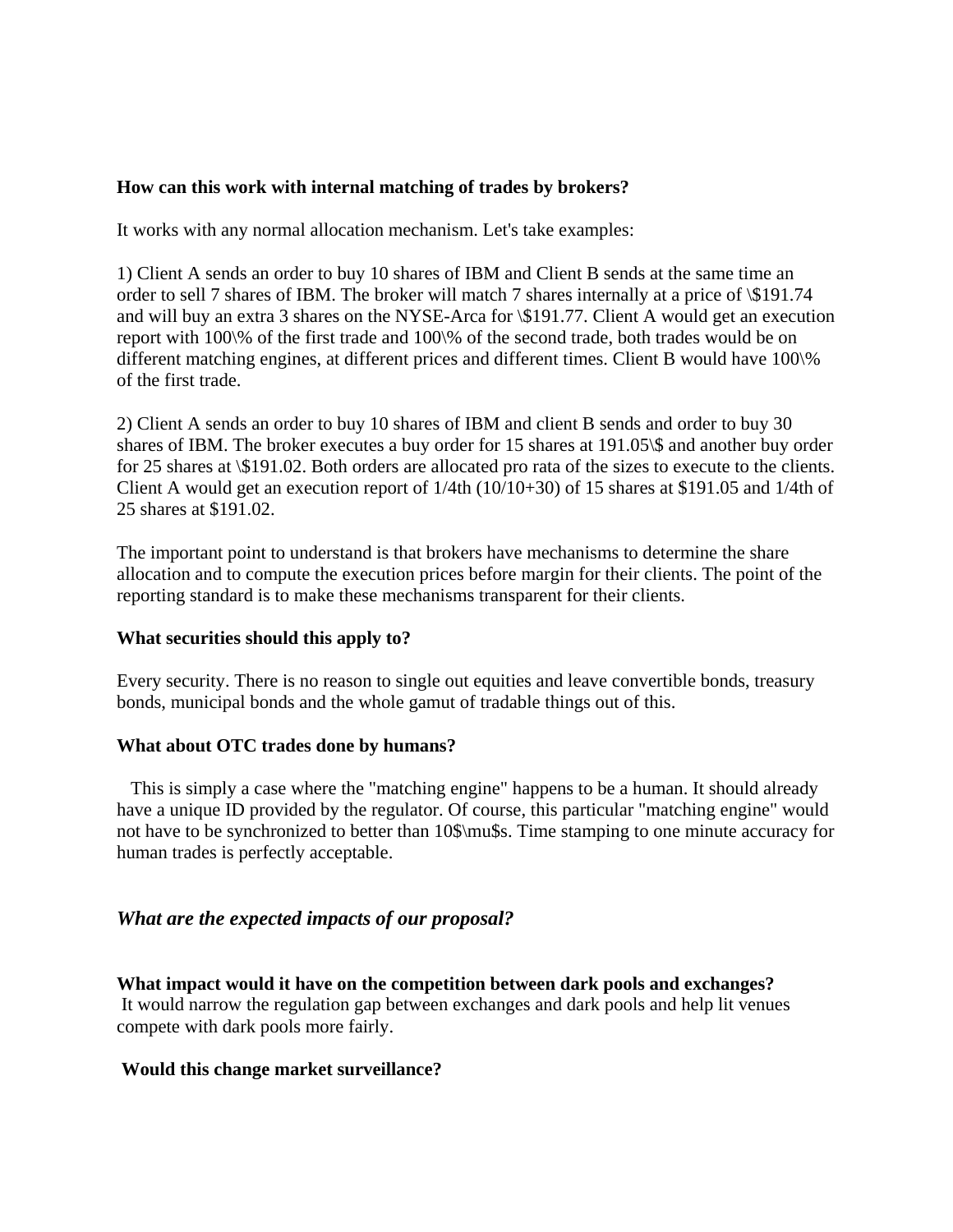**How can this work with internal matching of trades by brokers?**

It works with any normal allocation mechanism. Let's take examples:

1) Client A sends an order to buy 10 shares of IBM and Client B sends at the same time an order to sell 7 shares of IBM. The broker will match 7 shares internally at a price of $191.74 and will buy an extra 3 shares on the NYSE-Arca for $191.77. Client A would get an execution report with 100% of the first trade and 100% of the second trade, both trades would be on different matching engines, at different prices and different times. Client B would have 100% of the first trade.

2) Client A sends an order to buy 10 shares of IBM and client B sends and order to buy 30 shares of IBM. The broker executes a buy order for 15 shares at 191.05$ and another buy order for 25 shares at $191.02. Both orders are allocated pro rata of the sizes to execute to the clients. Client A would get an execution report of 1/4th (10/10+30) of 15 shares at $191.05 and 1/4th of 25 shares at $191.02.

The important point to understand is that brokers have mechanisms to determine the share allocation and to compute the execution prices before margin for their clients. The point of the reporting standard is to make these mechanisms transparent for their clients.

**What securities should this apply to?**

Every security. There is no reason to single out equities and leave convertible bonds, treasury bonds, municipal bonds and the whole gamut of tradable things out of this.

**What about OTC trades done by humans?**

This is simply a case where the "matching engine" happens to be a human. It should already have a unique ID provided by the regulator. Of course, this particular "matching engine" would not have to be synchronized to better than 10$\mu$s. Time stamping to one minute accuracy for human trades is perfectly acceptable.

### *What are the expected impacts of our proposal?*

**What impact would it have on the competition between dark pools and exchanges?**
It would narrow the regulation gap between exchanges and dark pools and help lit venues compete with dark pools more fairly.

**Would this change market surveillance?**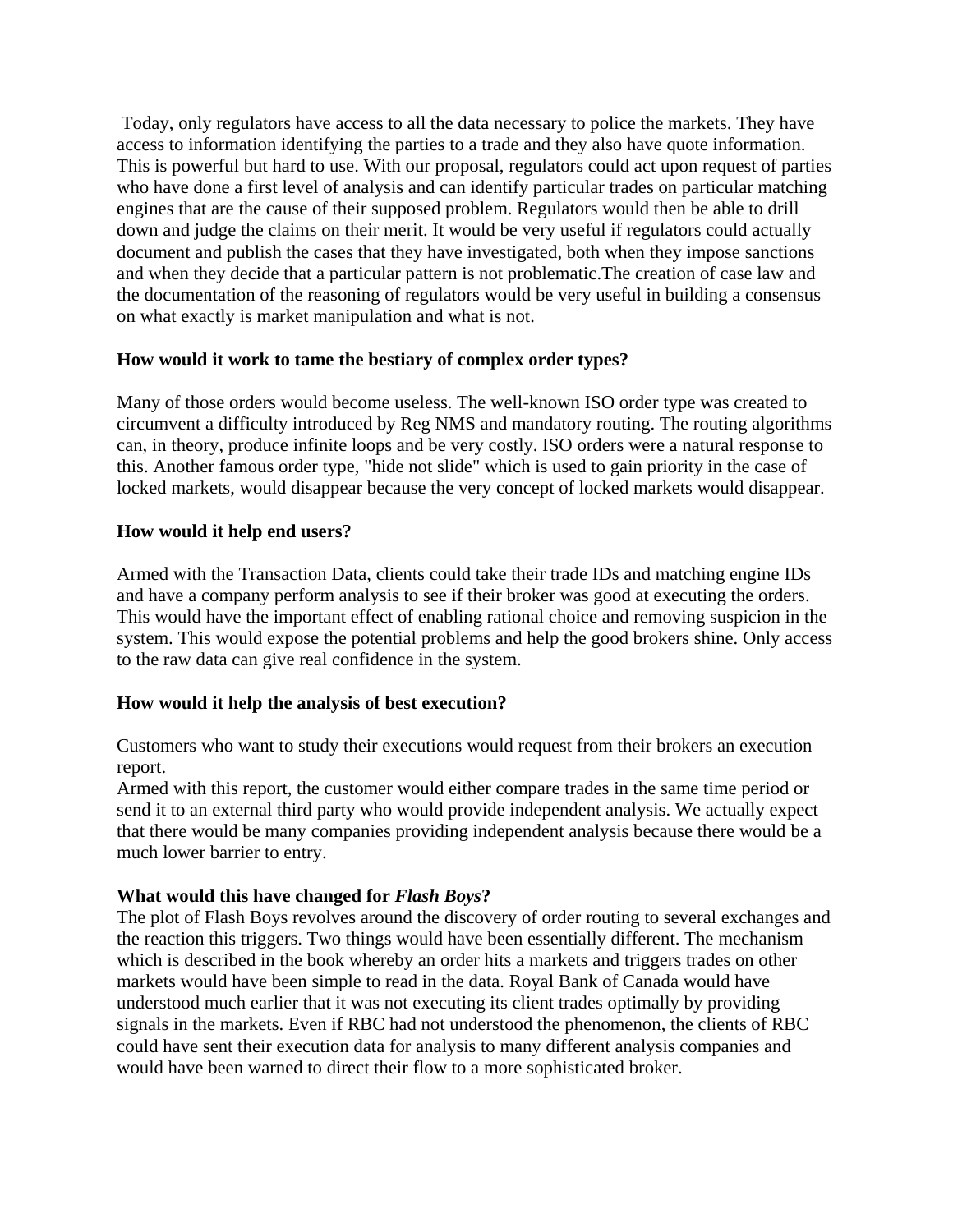Today, only regulators have access to all the data necessary to police the markets. They have access to information identifying the parties to a trade and they also have quote information. This is powerful but hard to use. With our proposal, regulators could act upon request of parties who have done a first level of analysis and can identify particular trades on particular matching engines that are the cause of their supposed problem. Regulators would then be able to drill down and judge the claims on their merit. It would be very useful if regulators could actually document and publish the cases that they have investigated, both when they impose sanctions and when they decide that a particular pattern is not problematic.The creation of case law and the documentation of the reasoning of regulators would be very useful in building a consensus on what exactly is market manipulation and what is not.

**How would it work to tame the bestiary of complex order types?**

Many of those orders would become useless. The well-known ISO order type was created to circumvent a difficulty introduced by Reg NMS and mandatory routing. The routing algorithms can, in theory, produce infinite loops and be very costly. ISO orders were a natural response to this. Another famous order type, "hide not slide" which is used to gain priority in the case of locked markets, would disappear because the very concept of locked markets would disappear.

**How would it help end users?**

Armed with the Transaction Data, clients could take their trade IDs and matching engine IDs and have a company perform analysis to see if their broker was good at executing the orders. This would have the important effect of enabling rational choice and removing suspicion in the system. This would expose the potential problems and help the good brokers shine. Only access to the raw data can give real confidence in the system.

**How would it help the analysis of best execution?**

Customers who want to study their executions would request from their brokers an execution report.
Armed with this report, the customer would either compare trades in the same time period or send it to an external third party who would provide independent analysis. We actually expect that there would be many companies providing independent analysis because there would be a much lower barrier to entry.

**What would this have changed for *Flash Boys*?**

The plot of Flash Boys revolves around the discovery of order routing to several exchanges and the reaction this triggers. Two things would have been essentially different. The mechanism which is described in the book whereby an order hits a markets and triggers trades on other markets would have been simple to read in the data. Royal Bank of Canada would have understood much earlier that it was not executing its client trades optimally by providing signals in the markets. Even if RBC had not understood the phenomenon, the clients of RBC could have sent their execution data for analysis to many different analysis companies and would have been warned to direct their flow to a more sophisticated broker.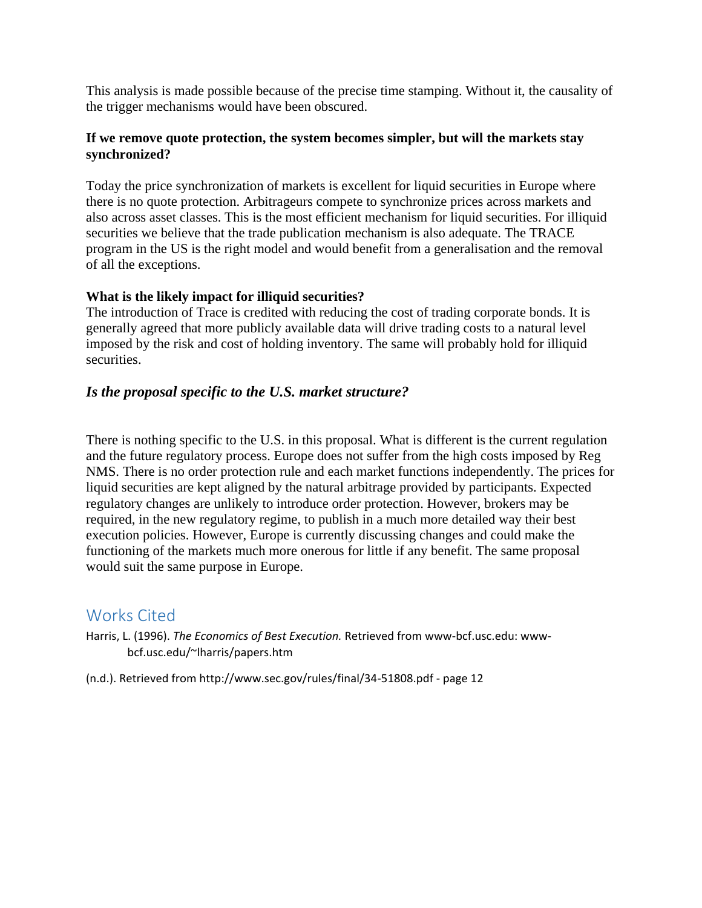This analysis is made possible because of the precise time stamping. Without it, the causality of the trigger mechanisms would have been obscured.

**If we remove quote protection, the system becomes simpler, but will the markets stay synchronized?**

Today the price synchronization of markets is excellent for liquid securities in Europe where there is no quote protection. Arbitrageurs compete to synchronize prices across markets and also across asset classes. This is the most efficient mechanism for liquid securities. For illiquid securities we believe that the trade publication mechanism is also adequate. The TRACE program in the US is the right model and would benefit from a generalisation and the removal of all the exceptions.

**What is the likely impact for illiquid securities?**

The introduction of Trace is credited with reducing the cost of trading corporate bonds. It is generally agreed that more publicly available data will drive trading costs to a natural level imposed by the risk and cost of holding inventory. The same will probably hold for illiquid securities.

### ***Is the proposal specific to the U.S. market structure?***

There is nothing specific to the U.S. in this proposal. What is different is the current regulation and the future regulatory process. Europe does not suffer from the high costs imposed by Reg NMS. There is no order protection rule and each market functions independently. The prices for liquid securities are kept aligned by the natural arbitrage provided by participants. Expected regulatory changes are unlikely to introduce order protection. However, brokers may be required, in the new regulatory regime, to publish in a much more detailed way their best execution policies. However, Europe is currently discussing changes and could make the functioning of the markets much more onerous for little if any benefit. The same proposal would suit the same purpose in Europe.

## Works Cited

Harris, L. (1996). *The Economics of Best Execution.* Retrieved from www-bcf.usc.edu: www-bcf.usc.edu/~lharris/papers.htm

(n.d.). Retrieved from http://www.sec.gov/rules/final/34-51808.pdf - page 12